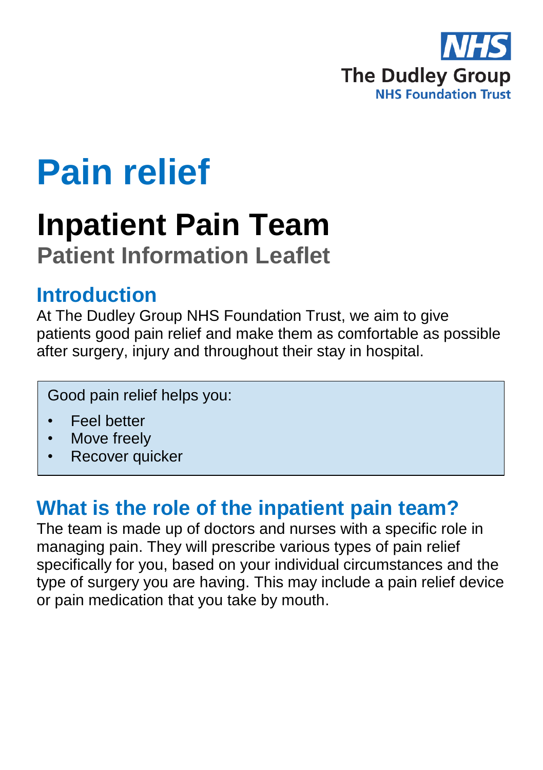NHS
The Dudley Group
NHS Foundation Trust

# Pain relief

## Inpatient Pain Team

### Patient Information Leaflet

## Introduction

At The Dudley Group NHS Foundation Trust, we aim to give patients good pain relief and make them as comfortable as possible after surgery, injury and throughout their stay in hospital.

Good pain relief helps you:

- Feel better
- Move freely
- Recover quicker

## What is the role of the inpatient pain team?

The team is made up of doctors and nurses with a specific role in managing pain. They will prescribe various types of pain relief specifically for you, based on your individual circumstances and the type of surgery you are having. This may include a pain relief device or pain medication that you take by mouth.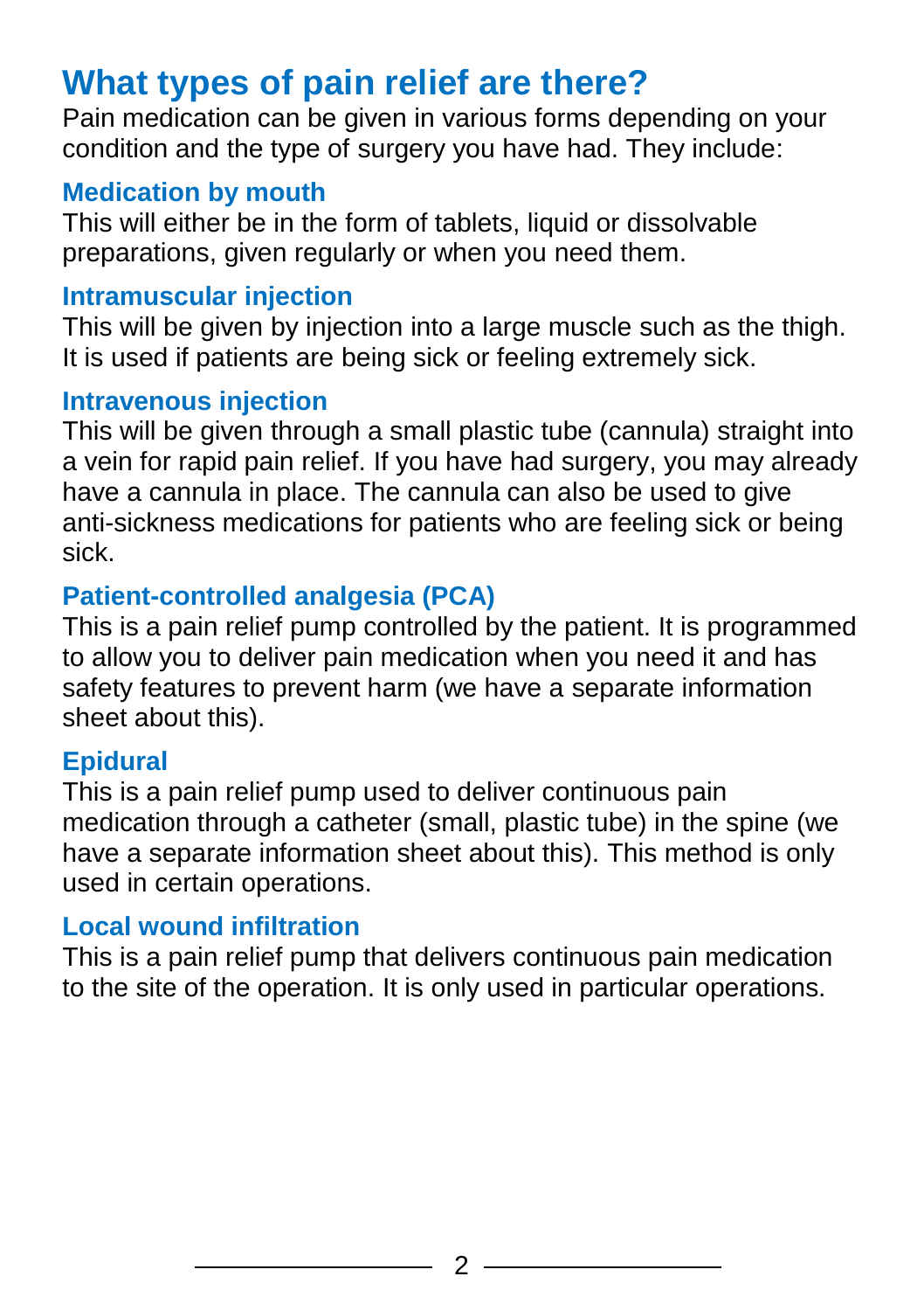## What types of pain relief are there?

Pain medication can be given in various forms depending on your condition and the type of surgery you have had. They include:

### Medication by mouth

This will either be in the form of tablets, liquid or dissolvable preparations, given regularly or when you need them.

### Intramuscular injection

This will be given by injection into a large muscle such as the thigh. It is used if patients are being sick or feeling extremely sick.

### Intravenous injection

This will be given through a small plastic tube (cannula) straight into a vein for rapid pain relief. If you have had surgery, you may already have a cannula in place. The cannula can also be used to give anti-sickness medications for patients who are feeling sick or being sick.

### Patient-controlled analgesia (PCA)

This is a pain relief pump controlled by the patient. It is programmed to allow you to deliver pain medication when you need it and has safety features to prevent harm (we have a separate information sheet about this).

### Epidural

This is a pain relief pump used to deliver continuous pain medication through a catheter (small, plastic tube) in the spine (we have a separate information sheet about this). This method is only used in certain operations.

### Local wound infiltration

This is a pain relief pump that delivers continuous pain medication to the site of the operation. It is only used in particular operations.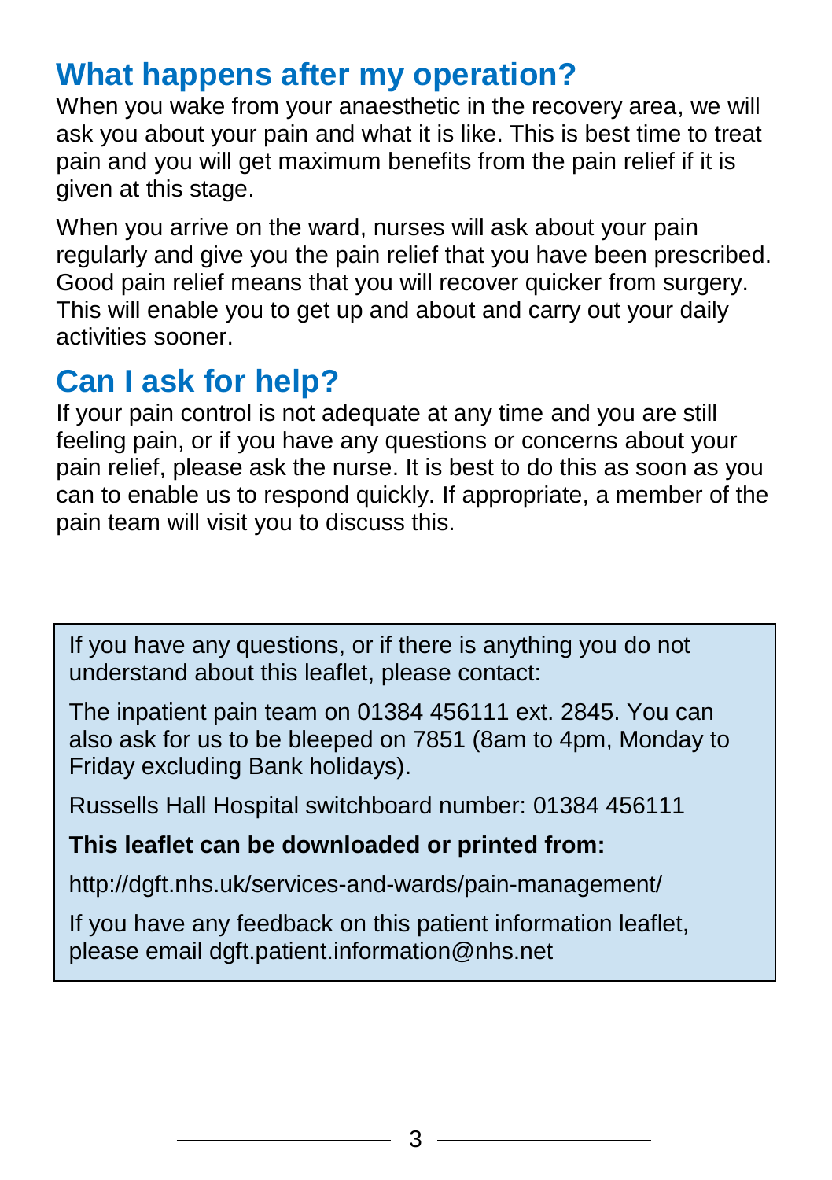## What happens after my operation?

When you wake from your anaesthetic in the recovery area, we will ask you about your pain and what it is like. This is best time to treat pain and you will get maximum benefits from the pain relief if it is given at this stage.

When you arrive on the ward, nurses will ask about your pain regularly and give you the pain relief that you have been prescribed. Good pain relief means that you will recover quicker from surgery. This will enable you to get up and about and carry out your daily activities sooner.

## Can I ask for help?

If your pain control is not adequate at any time and you are still feeling pain, or if you have any questions or concerns about your pain relief, please ask the nurse. It is best to do this as soon as you can to enable us to respond quickly. If appropriate, a member of the pain team will visit you to discuss this.

If you have any questions, or if there is anything you do not understand about this leaflet, please contact:

The inpatient pain team on 01384 456111 ext. 2845. You can also ask for us to be bleeped on 7851 (8am to 4pm, Monday to Friday excluding Bank holidays).

Russells Hall Hospital switchboard number: 01384 456111

**This leaflet can be downloaded or printed from:**

http://dgft.nhs.uk/services-and-wards/pain-management/

If you have any feedback on this patient information leaflet, please email dgft.patient.information@nhs.net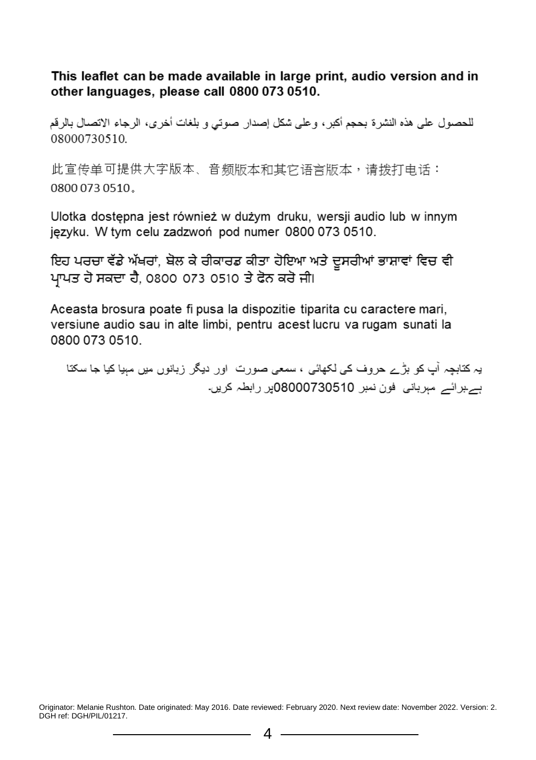**This leaflet can be made available in large print, audio version and in other languages, please call 0800 073 0510.**

للحصول على هذه النشرة بحجم أكبر، وعلى شكل إصدار صوتي و بلغات أخرى، الرجاء الاتصال بالرقم 08000730510.

此宣传单可提供大字版本、音频版本和其它语言版本，请拨打电话：0800 073 0510。

Ulotka dostępna jest również w dużym druku, wersji audio lub w innym języku. W tym celu zadzwoń pod numer 0800 073 0510.

ਇਹ ਪਰਚਾ ਵੱਡੇ ਅੱਖਰਾਂ, ਬੋਲ ਕੇ ਰੀਕਾਰਡ ਕੀਤਾ ਹੋਇਆ ਅਤੇ ਦੂਸਰੀਆਂ ਭਾਸ਼ਾਵਾਂ ਵਿਚ ਵੀ ਪ੍ਰਾਪਤ ਹੋ ਸਕਦਾ ਹੈ, 0800 073 0510 ਤੇ ਫੋਨ ਕਰੋ ਜੀ।

Aceasta brosura poate fi pusa la dispozitie tiparita cu caractere mari, versiune audio sau in alte limbi, pentru acest lucru va rugam sunati la 0800 073 0510.

یہ کتابچہ آپ کو بڑے حروف کی لکھائی ، سمعی صورت اور دیگر زبانوں میں مہیا کیا جا سکتا ہے۔برائے مہربانی فون نمبر 08000730510پر رابطہ کریں۔

Originator: Melanie Rushton. Date originated: May 2016. Date reviewed: February 2020. Next review date: November 2022. Version: 2. DGH ref: DGH/PIL/01217.